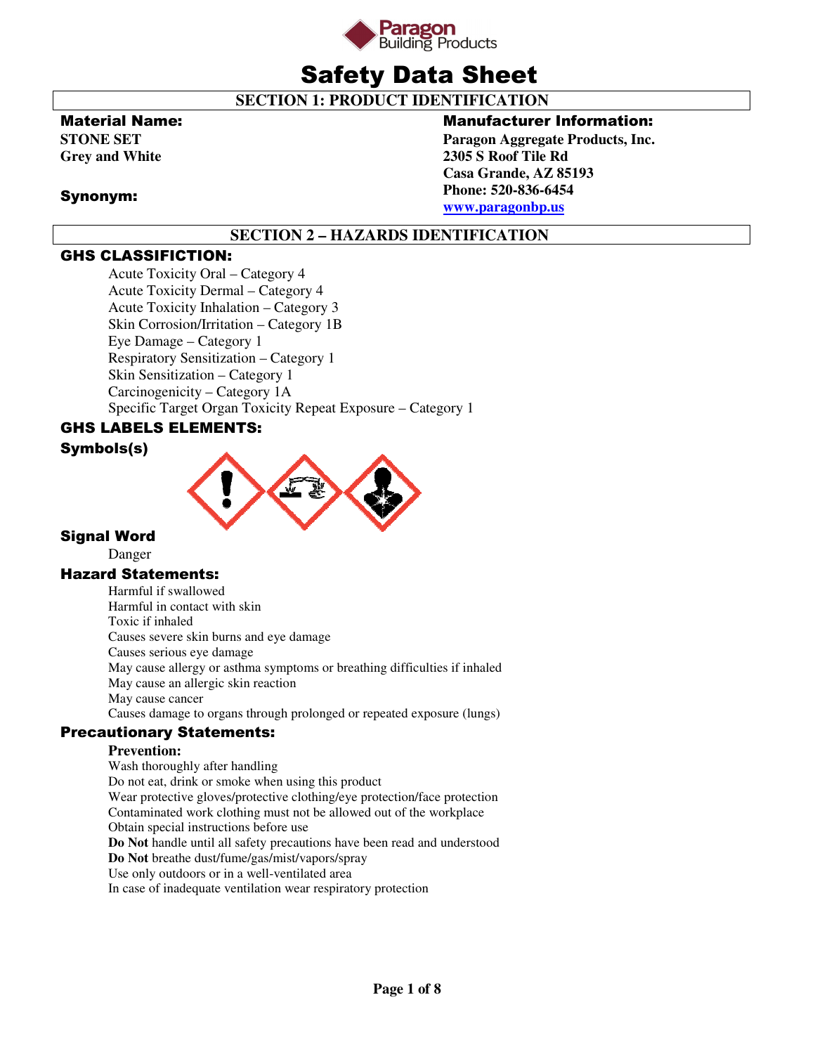Paragon Building Products

# Safety Data Sheet

## SECTION 1: PRODUCT IDENTIFICATION

**Material Name:**
**STONE SET**
**Grey and White**

**Synonym:**

**Manufacturer Information:**
**Paragon Aggregate Products, Inc.**
**2305 S Roof Tile Rd**
**Casa Grande, AZ 85193**
**Phone: 520-836-6454**
**[www.paragonbp.us](http://www.paragonbp.us)**

## SECTION 2 – HAZARDS IDENTIFICATION

### GHS CLASSIFICTION:

Acute Toxicity Oral – Category 4
Acute Toxicity Dermal – Category 4
Acute Toxicity Inhalation – Category 3
Skin Corrosion/Irritation – Category 1B
Eye Damage – Category 1
Respiratory Sensitization – Category 1
Skin Sensitization – Category 1
Carcinogenicity – Category 1A
Specific Target Organ Toxicity Repeat Exposure – Category 1

### GHS LABELS ELEMENTS:

**Symbols(s)**

**Signal Word**

Danger

### Hazard Statements:

Harmful if swallowed
Harmful in contact with skin
Toxic if inhaled
Causes severe skin burns and eye damage
Causes serious eye damage
May cause allergy or asthma symptoms or breathing difficulties if inhaled
May cause an allergic skin reaction
May cause cancer
Causes damage to organs through prolonged or repeated exposure (lungs)

### Precautionary Statements:

**Prevention:**

Wash thoroughly after handling
Do not eat, drink or smoke when using this product
Wear protective gloves/protective clothing/eye protection/face protection
Contaminated work clothing must not be allowed out of the workplace
Obtain special instructions before use
**Do Not** handle until all safety precautions have been read and understood
**Do Not** breathe dust/fume/gas/mist/vapors/spray
Use only outdoors or in a well-ventilated area
In case of inadequate ventilation wear respiratory protection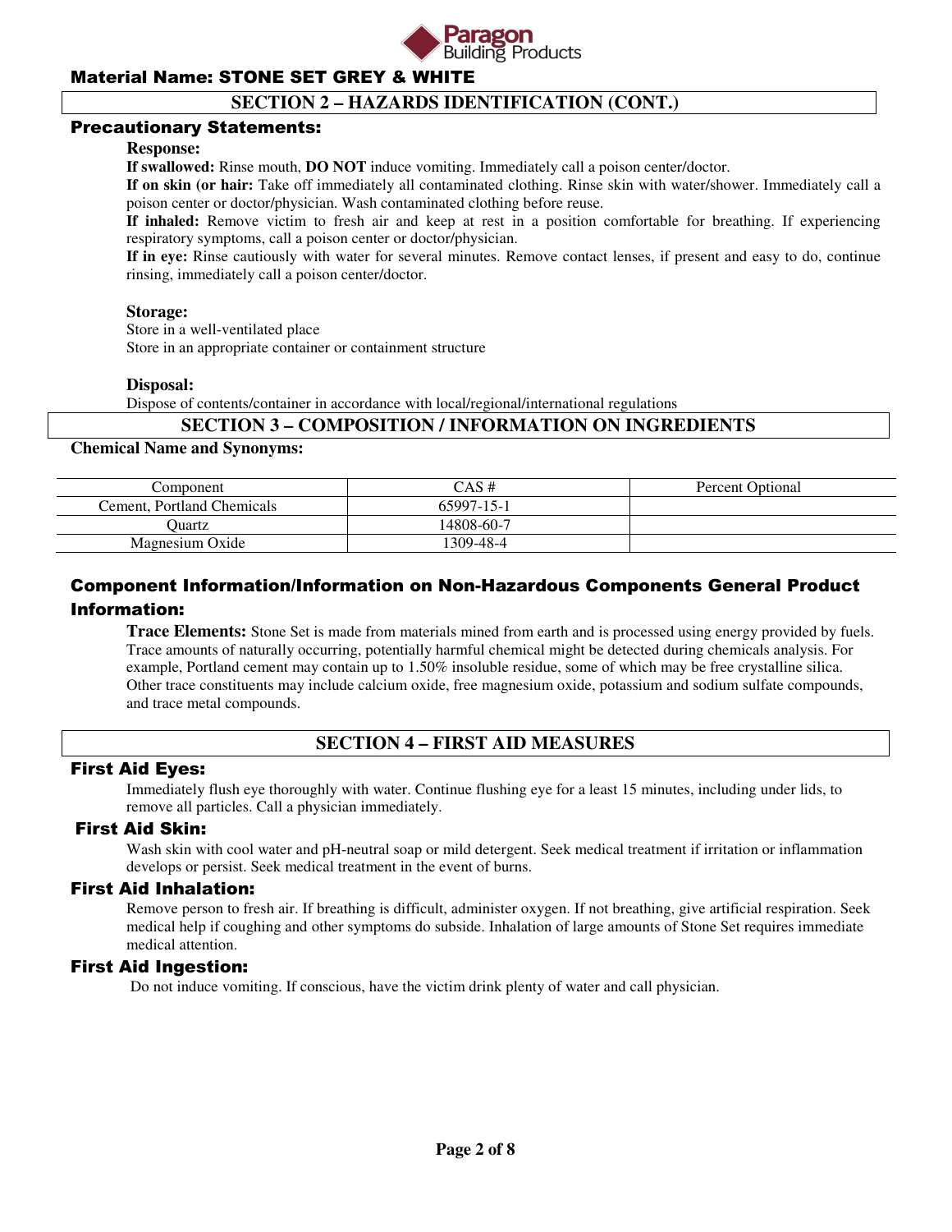## Material Name: STONE SET GREY & WHITE

## SECTION 2 – HAZARDS IDENTIFICATION (CONT.)

### Precautionary Statements:

**Response:**

**If swallowed:** Rinse mouth, **DO NOT** induce vomiting. Immediately call a poison center/doctor.

**If on skin (or hair:** Take off immediately all contaminated clothing. Rinse skin with water/shower. Immediately call a poison center or doctor/physician. Wash contaminated clothing before reuse.

**If inhaled:** Remove victim to fresh air and keep at rest in a position comfortable for breathing. If experiencing respiratory symptoms, call a poison center or doctor/physician.

**If in eye:** Rinse cautiously with water for several minutes. Remove contact lenses, if present and easy to do, continue rinsing, immediately call a poison center/doctor.

**Storage:**

Store in a well-ventilated place
Store in an appropriate container or containment structure

**Disposal:**

Dispose of contents/container in accordance with local/regional/international regulations

## SECTION 3 – COMPOSITION / INFORMATION ON INGREDIENTS

**Chemical Name and Synonyms:**

| Component | CAS # | Percent Optional |
|---|---|---|
| Cement, Portland Chemicals | 65997-15-1 | |
| Quartz | 14808-60-7 | |
| Magnesium Oxide | 1309-48-4 | |

### Component Information/Information on Non-Hazardous Components General Product Information:

**Trace Elements:** Stone Set is made from materials mined from earth and is processed using energy provided by fuels. Trace amounts of naturally occurring, potentially harmful chemical might be detected during chemicals analysis. For example, Portland cement may contain up to 1.50% insoluble residue, some of which may be free crystalline silica. Other trace constituents may include calcium oxide, free magnesium oxide, potassium and sodium sulfate compounds, and trace metal compounds.

## SECTION 4 – FIRST AID MEASURES

### First Aid Eyes:

Immediately flush eye thoroughly with water. Continue flushing eye for a least 15 minutes, including under lids, to remove all particles. Call a physician immediately.

### First Aid Skin:

Wash skin with cool water and pH-neutral soap or mild detergent. Seek medical treatment if irritation or inflammation develops or persist. Seek medical treatment in the event of burns.

### First Aid Inhalation:

Remove person to fresh air. If breathing is difficult, administer oxygen. If not breathing, give artificial respiration. Seek medical help if coughing and other symptoms do subside. Inhalation of large amounts of Stone Set requires immediate medical attention.

### First Aid Ingestion:

Do not induce vomiting. If conscious, have the victim drink plenty of water and call physician.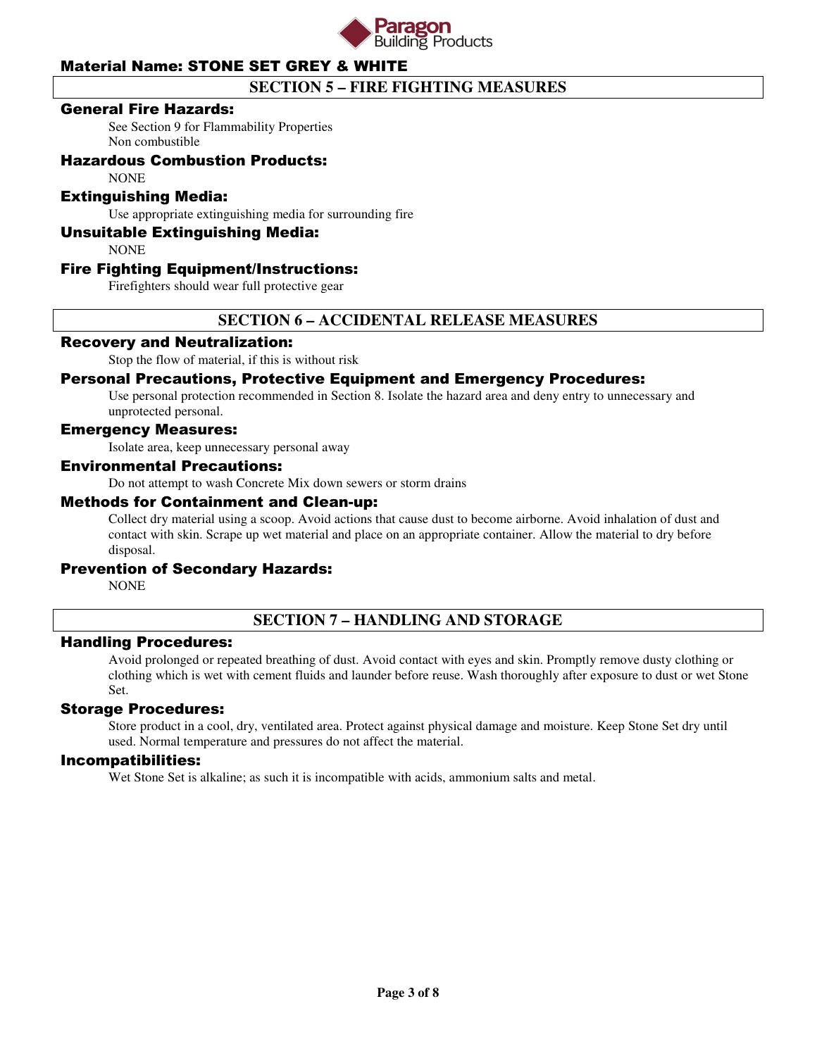**Material Name: STONE SET GREY & WHITE**

## SECTION 5 – FIRE FIGHTING MEASURES

### General Fire Hazards:

See Section 9 for Flammability Properties
Non combustible

### Hazardous Combustion Products:

NONE

### Extinguishing Media:

Use appropriate extinguishing media for surrounding fire

### Unsuitable Extinguishing Media:

NONE

### Fire Fighting Equipment/Instructions:

Firefighters should wear full protective gear

## SECTION 6 – ACCIDENTAL RELEASE MEASURES

### Recovery and Neutralization:

Stop the flow of material, if this is without risk

### Personal Precautions, Protective Equipment and Emergency Procedures:

Use personal protection recommended in Section 8. Isolate the hazard area and deny entry to unnecessary and unprotected personal.

### Emergency Measures:

Isolate area, keep unnecessary personal away

### Environmental Precautions:

Do not attempt to wash Concrete Mix down sewers or storm drains

### Methods for Containment and Clean-up:

Collect dry material using a scoop. Avoid actions that cause dust to become airborne. Avoid inhalation of dust and contact with skin. Scrape up wet material and place on an appropriate container. Allow the material to dry before disposal.

### Prevention of Secondary Hazards:

NONE

## SECTION 7 – HANDLING AND STORAGE

### Handling Procedures:

Avoid prolonged or repeated breathing of dust. Avoid contact with eyes and skin. Promptly remove dusty clothing or clothing which is wet with cement fluids and launder before reuse. Wash thoroughly after exposure to dust or wet Stone Set.

### Storage Procedures:

Store product in a cool, dry, ventilated area. Protect against physical damage and moisture. Keep Stone Set dry until used. Normal temperature and pressures do not affect the material.

### Incompatibilities:

Wet Stone Set is alkaline; as such it is incompatible with acids, ammonium salts and metal.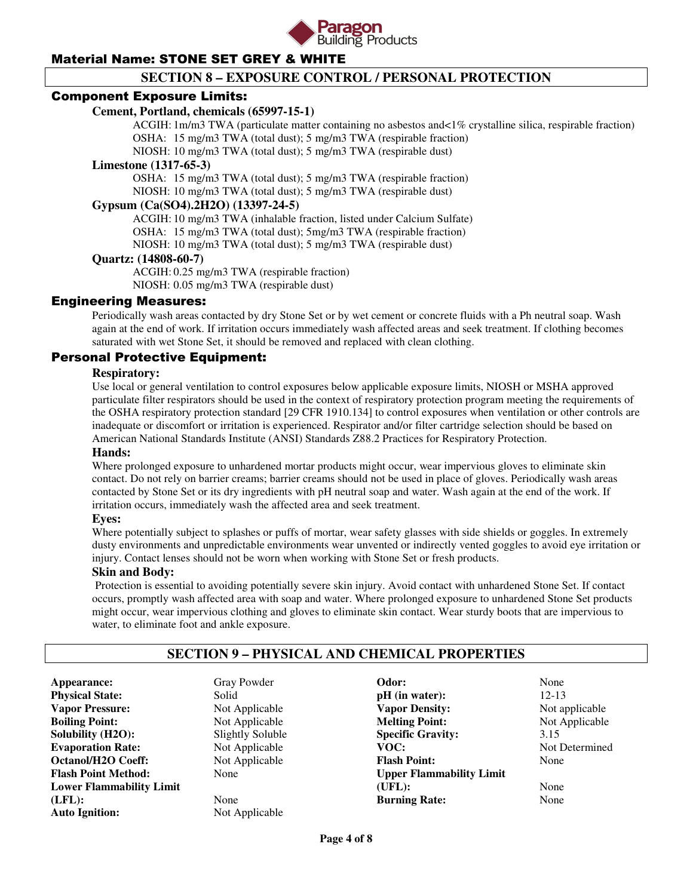## Material Name: STONE SET GREY & WHITE

## SECTION 8 – EXPOSURE CONTROL / PERSONAL PROTECTION

### Component Exposure Limits:

**Cement, Portland, chemicals (65997-15-1)**

ACGIH: 1m/m3 TWA (particulate matter containing no asbestos and<1% crystalline silica, respirable fraction)
OSHA: 15 mg/m3 TWA (total dust); 5 mg/m3 TWA (respirable fraction)
NIOSH: 10 mg/m3 TWA (total dust); 5 mg/m3 TWA (respirable dust)

**Limestone (1317-65-3)**

OSHA: 15 mg/m3 TWA (total dust); 5 mg/m3 TWA (respirable fraction)
NIOSH: 10 mg/m3 TWA (total dust); 5 mg/m3 TWA (respirable dust)

**Gypsum (Ca(SO4).2H2O) (13397-24-5)**

ACGIH: 10 mg/m3 TWA (inhalable fraction, listed under Calcium Sulfate)
OSHA: 15 mg/m3 TWA (total dust); 5mg/m3 TWA (respirable fraction)
NIOSH: 10 mg/m3 TWA (total dust); 5 mg/m3 TWA (respirable dust)

**Quartz: (14808-60-7)**

ACGIH: 0.25 mg/m3 TWA (respirable fraction)
NIOSH: 0.05 mg/m3 TWA (respirable dust)

### Engineering Measures:

Periodically wash areas contacted by dry Stone Set or by wet cement or concrete fluids with a Ph neutral soap. Wash again at the end of work. If irritation occurs immediately wash affected areas and seek treatment. If clothing becomes saturated with wet Stone Set, it should be removed and replaced with clean clothing.

### Personal Protective Equipment:

**Respiratory:**

Use local or general ventilation to control exposures below applicable exposure limits, NIOSH or MSHA approved particulate filter respirators should be used in the context of respiratory protection program meeting the requirements of the OSHA respiratory protection standard [29 CFR 1910.134] to control exposures when ventilation or other controls are inadequate or discomfort or irritation is experienced. Respirator and/or filter cartridge selection should be based on American National Standards Institute (ANSI) Standards Z88.2 Practices for Respiratory Protection.

**Hands:**

Where prolonged exposure to unhardened mortar products might occur, wear impervious gloves to eliminate skin contact. Do not rely on barrier creams; barrier creams should not be used in place of gloves. Periodically wash areas contacted by Stone Set or its dry ingredients with pH neutral soap and water. Wash again at the end of the work. If irritation occurs, immediately wash the affected area and seek treatment.

**Eyes:**

Where potentially subject to splashes or puffs of mortar, wear safety glasses with side shields or goggles. In extremely dusty environments and unpredictable environments wear unvented or indirectly vented goggles to avoid eye irritation or injury. Contact lenses should not be worn when working with Stone Set or fresh products.

**Skin and Body:**

Protection is essential to avoiding potentially severe skin injury. Avoid contact with unhardened Stone Set. If contact occurs, promptly wash affected area with soap and water. Where prolonged exposure to unhardened Stone Set products might occur, wear impervious clothing and gloves to eliminate skin contact. Wear sturdy boots that are impervious to water, to eliminate foot and ankle exposure.

## SECTION 9 – PHYSICAL AND CHEMICAL PROPERTIES

| Property | Value | Property | Value |
|---|---|---|---|
| **Appearance:** | Gray Powder | **Odor:** | None |
| **Physical State:** | Solid | **pH (in water):** | 12-13 |
| **Vapor Pressure:** | Not Applicable | **Vapor Density:** | Not applicable |
| **Boiling Point:** | Not Applicable | **Melting Point:** | Not Applicable |
| **Solubility (H2O):** | Slightly Soluble | **Specific Gravity:** | 3.15 |
| **Evaporation Rate:** | Not Applicable | **VOC:** | Not Determined |
| **Octanol/H2O Coeff:** | Not Applicable | **Flash Point:** | None |
| **Flash Point Method:** | None | **Upper Flammability Limit (UFL):** | None |
| **Lower Flammability Limit (LFL):** | None | **Burning Rate:** | None |
| **Auto Ignition:** | Not Applicable | | |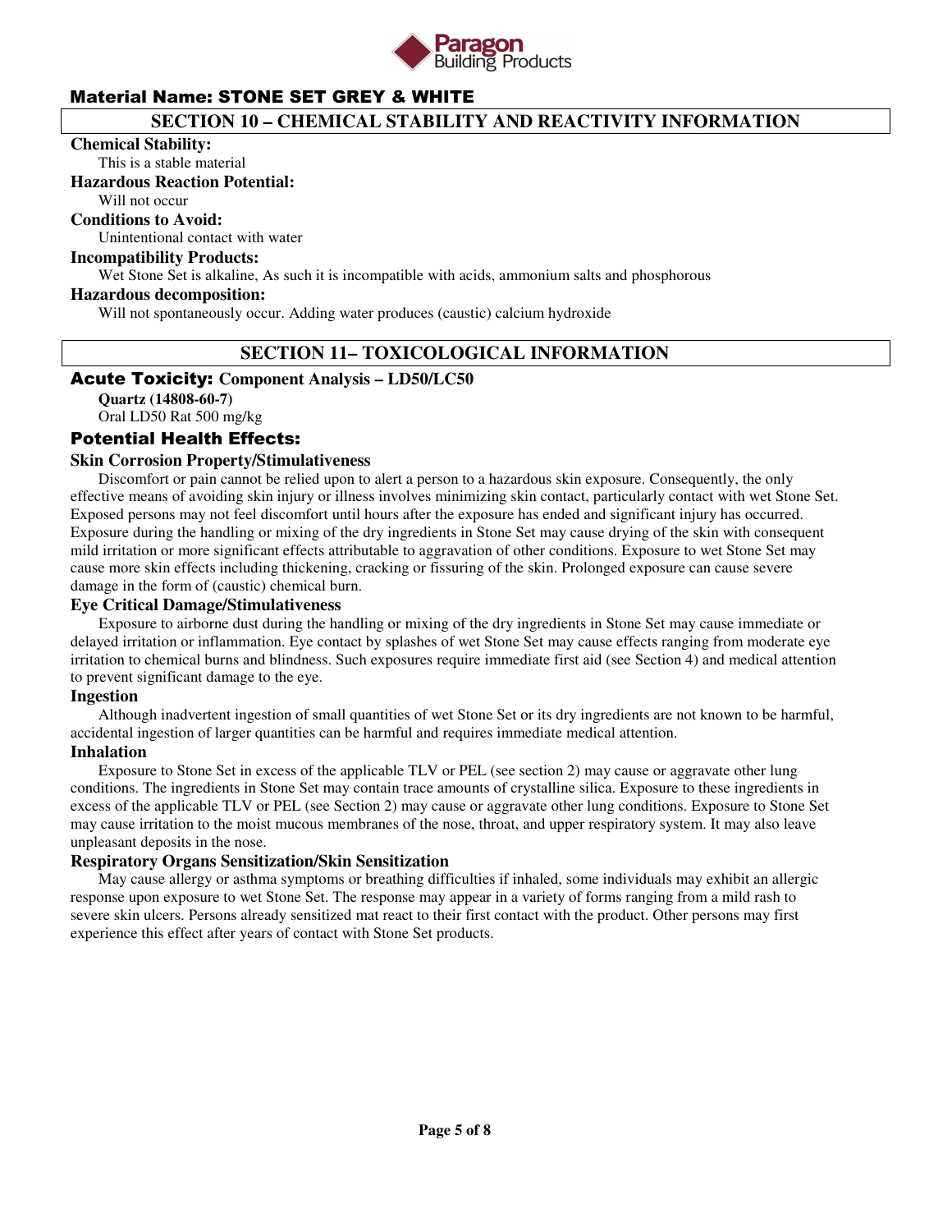## Material Name: STONE SET GREY & WHITE

## SECTION 10 – CHEMICAL STABILITY AND REACTIVITY INFORMATION

**Chemical Stability:**

This is a stable material

**Hazardous Reaction Potential:**

Will not occur

**Conditions to Avoid:**

Unintentional contact with water

**Incompatibility Products:**

Wet Stone Set is alkaline, As such it is incompatible with acids, ammonium salts and phosphorous

**Hazardous decomposition:**

Will not spontaneously occur. Adding water produces (caustic) calcium hydroxide

## SECTION 11– TOXICOLOGICAL INFORMATION

### Acute Toxicity: Component Analysis – LD50/LC50

**Quartz (14808-60-7)**

Oral LD50 Rat 500 mg/kg

### Potential Health Effects:

**Skin Corrosion Property/Stimulativeness**

Discomfort or pain cannot be relied upon to alert a person to a hazardous skin exposure. Consequently, the only effective means of avoiding skin injury or illness involves minimizing skin contact, particularly contact with wet Stone Set. Exposed persons may not feel discomfort until hours after the exposure has ended and significant injury has occurred. Exposure during the handling or mixing of the dry ingredients in Stone Set may cause drying of the skin with consequent mild irritation or more significant effects attributable to aggravation of other conditions. Exposure to wet Stone Set may cause more skin effects including thickening, cracking or fissuring of the skin. Prolonged exposure can cause severe damage in the form of (caustic) chemical burn.

**Eye Critical Damage/Stimulativeness**

Exposure to airborne dust during the handling or mixing of the dry ingredients in Stone Set may cause immediate or delayed irritation or inflammation. Eye contact by splashes of wet Stone Set may cause effects ranging from moderate eye irritation to chemical burns and blindness. Such exposures require immediate first aid (see Section 4) and medical attention to prevent significant damage to the eye.

**Ingestion**

Although inadvertent ingestion of small quantities of wet Stone Set or its dry ingredients are not known to be harmful, accidental ingestion of larger quantities can be harmful and requires immediate medical attention.

**Inhalation**

Exposure to Stone Set in excess of the applicable TLV or PEL (see section 2) may cause or aggravate other lung conditions. The ingredients in Stone Set may contain trace amounts of crystalline silica. Exposure to these ingredients in excess of the applicable TLV or PEL (see Section 2) may cause or aggravate other lung conditions. Exposure to Stone Set may cause irritation to the moist mucous membranes of the nose, throat, and upper respiratory system. It may also leave unpleasant deposits in the nose.

**Respiratory Organs Sensitization/Skin Sensitization**

May cause allergy or asthma symptoms or breathing difficulties if inhaled, some individuals may exhibit an allergic response upon exposure to wet Stone Set. The response may appear in a variety of forms ranging from a mild rash to severe skin ulcers. Persons already sensitized mat react to their first contact with the product. Other persons may first experience this effect after years of contact with Stone Set products.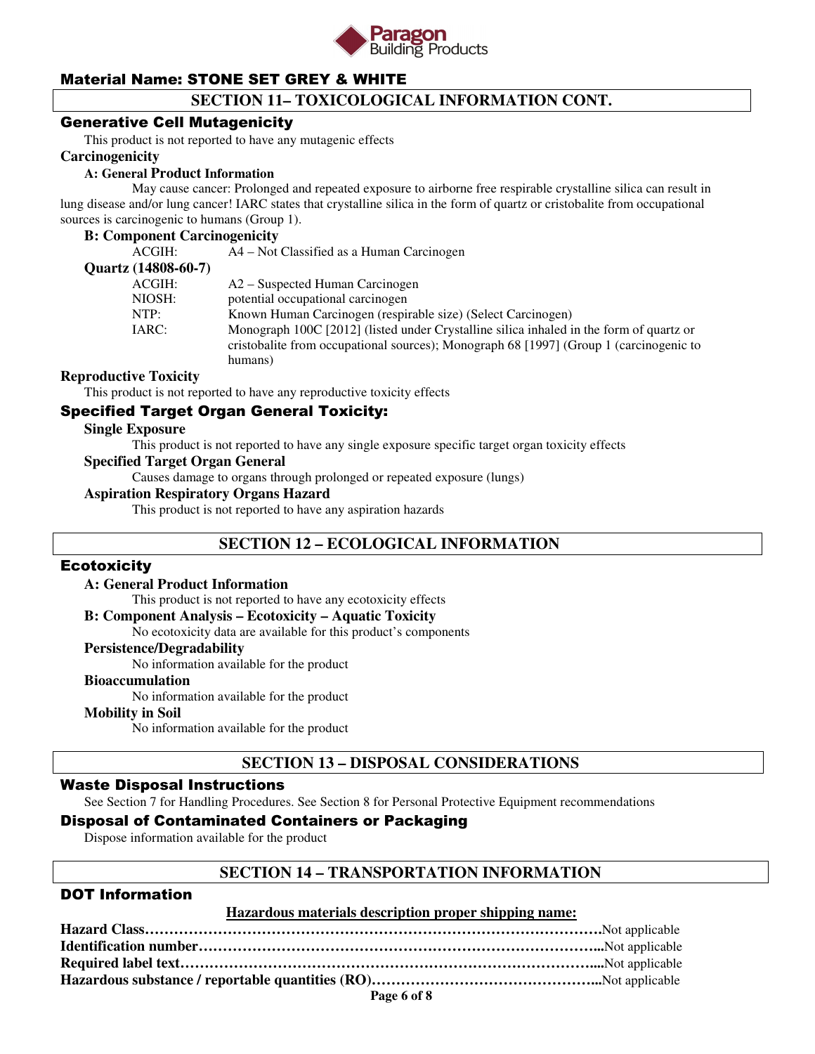Material Name: STONE SET GREY & WHITE

## SECTION 11– TOXICOLOGICAL INFORMATION CONT.

### Generative Cell Mutagenicity

This product is not reported to have any mutagenic effects

**Carcinogenicity**

**A: General Product Information**

May cause cancer: Prolonged and repeated exposure to airborne free respirable crystalline silica can result in lung disease and/or lung cancer! IARC states that crystalline silica in the form of quartz or cristobalite from occupational sources is carcinogenic to humans (Group 1).

**B: Component Carcinogenicity**

| | |
|---|---|
| ACGIH: | A4 – Not Classified as a Human Carcinogen |

**Quartz (14808-60-7)**

| | |
|---|---|
| ACGIH: | A2 – Suspected Human Carcinogen |
| NIOSH: | potential occupational carcinogen |
| NTP: | Known Human Carcinogen (respirable size) (Select Carcinogen) |
| IARC: | Monograph 100C [2012] (listed under Crystalline silica inhaled in the form of quartz or cristobalite from occupational sources); Monograph 68 [1997] (Group 1 (carcinogenic to humans) |

**Reproductive Toxicity**

This product is not reported to have any reproductive toxicity effects

### Specified Target Organ General Toxicity:

**Single Exposure**

This product is not reported to have any single exposure specific target organ toxicity effects

**Specified Target Organ General**

Causes damage to organs through prolonged or repeated exposure (lungs)

**Aspiration Respiratory Organs Hazard**

This product is not reported to have any aspiration hazards

## SECTION 12 – ECOLOGICAL INFORMATION

### Ecotoxicity

**A: General Product Information**

This product is not reported to have any ecotoxicity effects

**B: Component Analysis – Ecotoxicity – Aquatic Toxicity**

No ecotoxicity data are available for this product's components

**Persistence/Degradability**

No information available for the product

**Bioaccumulation**

No information available for the product

**Mobility in Soil**

No information available for the product

## SECTION 13 – DISPOSAL CONSIDERATIONS

### Waste Disposal Instructions

See Section 7 for Handling Procedures. See Section 8 for Personal Protective Equipment recommendations

### Disposal of Contaminated Containers or Packaging

Dispose information available for the product

## SECTION 14 – TRANSPORTATION INFORMATION

### DOT Information

**Hazardous materials description proper shipping name:**

**Hazard Class**……………………………………………………………………………………Not applicable
**Identification number**…………………………………………………………………………...Not applicable
**Required label text**…………………………………………………………………………....Not applicable
**Hazardous substance / reportable quantities (RO)**………………………………………...Not applicable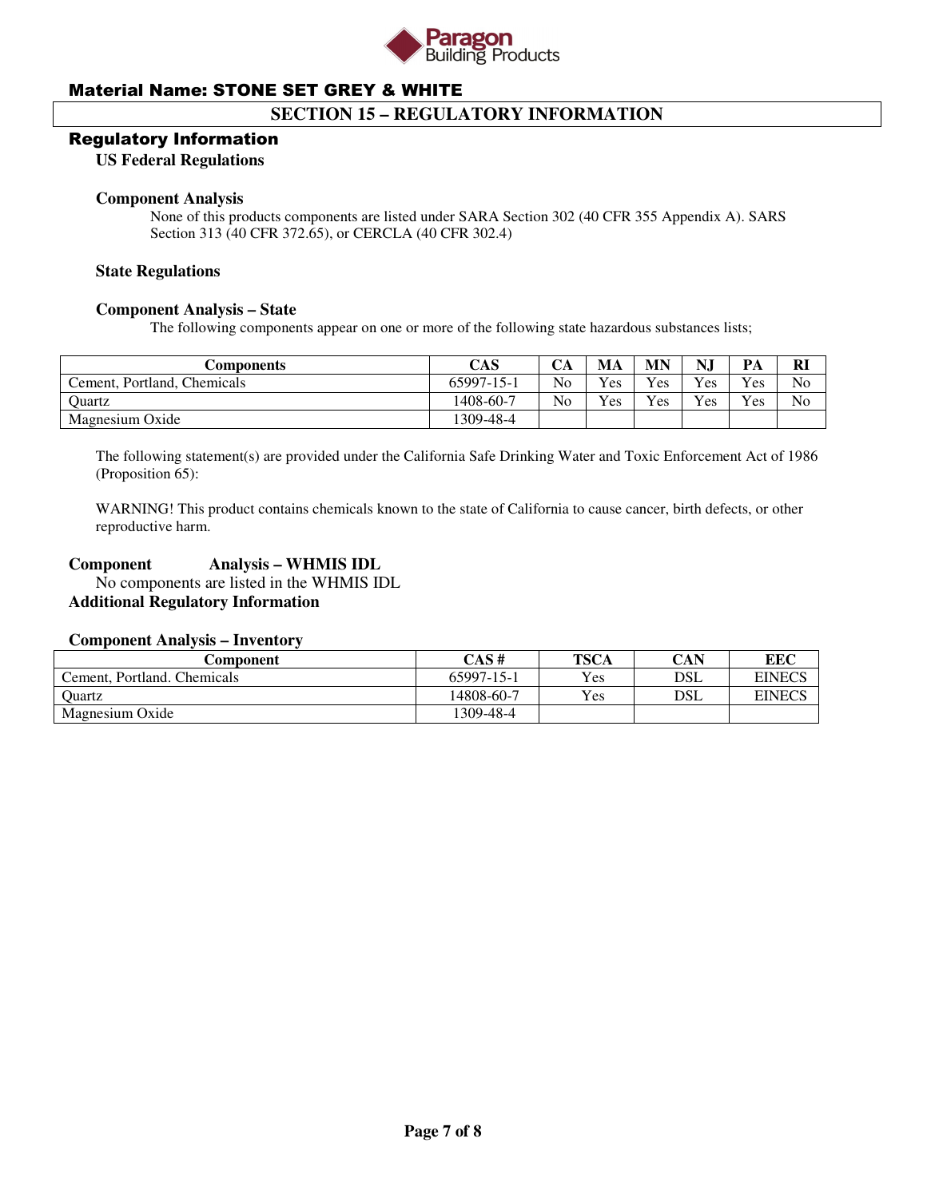## Material Name: STONE SET GREY & WHITE

## SECTION 15 – REGULATORY INFORMATION

### Regulatory Information

**US Federal Regulations**

**Component Analysis**

None of this products components are listed under SARA Section 302 (40 CFR 355 Appendix A). SARS Section 313 (40 CFR 372.65), or CERCLA (40 CFR 302.4)

**State Regulations**

**Component Analysis – State**

The following components appear on one or more of the following state hazardous substances lists;

| Components | CAS | CA | MA | MN | NJ | PA | RI |
|---|---|---|---|---|---|---|---|
| Cement, Portland, Chemicals | 65997-15-1 | No | Yes | Yes | Yes | Yes | No |
| Quartz | 1408-60-7 | No | Yes | Yes | Yes | Yes | No |
| Magnesium Oxide | 1309-48-4 | | | | | | |

The following statement(s) are provided under the California Safe Drinking Water and Toxic Enforcement Act of 1986 (Proposition 65):

WARNING! This product contains chemicals known to the state of California to cause cancer, birth defects, or other reproductive harm.

**Component Analysis – WHMIS IDL**

No components are listed in the WHMIS IDL

**Additional Regulatory Information**

**Component Analysis – Inventory**

| Component | CAS # | TSCA | CAN | EEC |
|---|---|---|---|---|
| Cement, Portland. Chemicals | 65997-15-1 | Yes | DSL | EINECS |
| Quartz | 14808-60-7 | Yes | DSL | EINECS |
| Magnesium Oxide | 1309-48-4 | | | |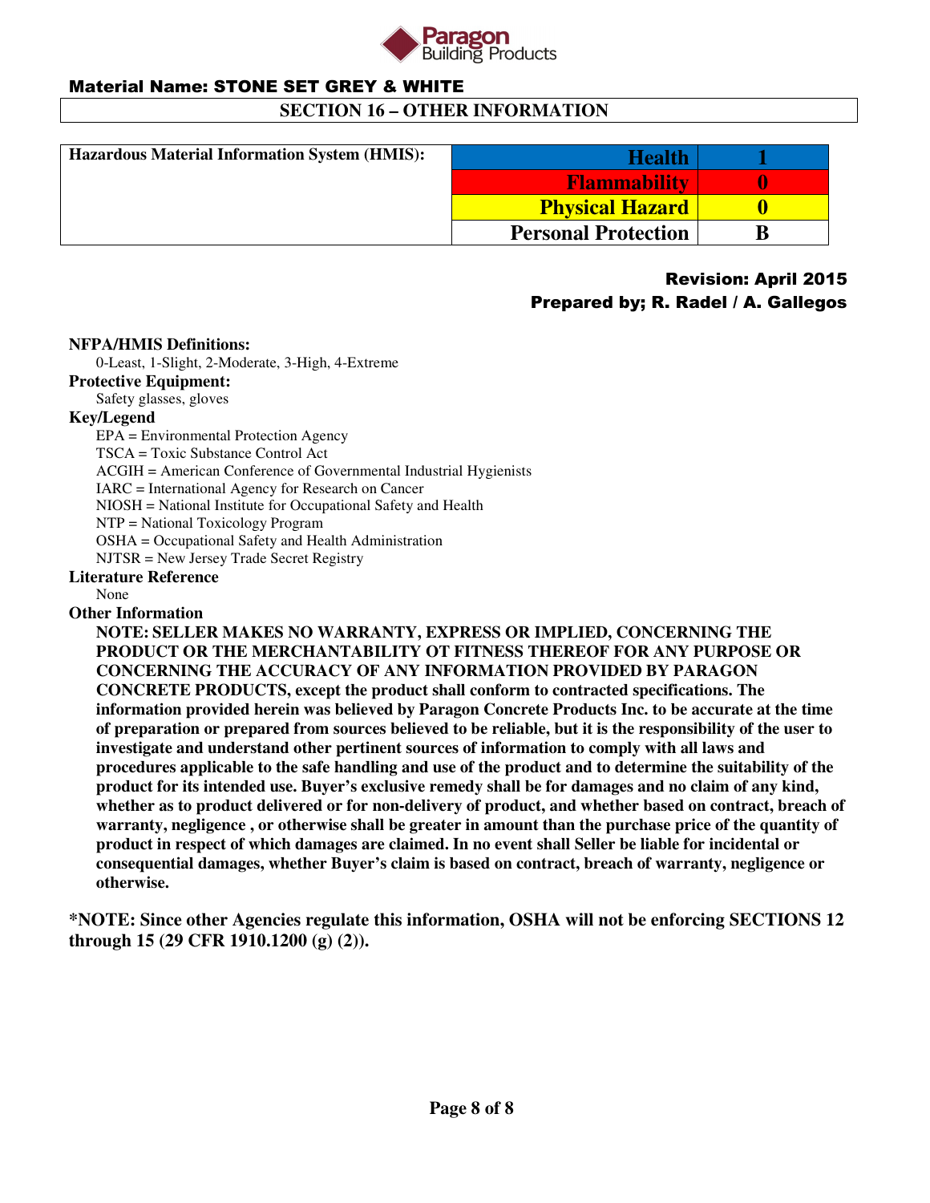Material Name: STONE SET GREY & WHITE

## SECTION 16 – OTHER INFORMATION

| | | |
|---|---|---|
| **Hazardous Material Information System (HMIS):** | **Health** | **1** |
| | **Flammability** | **0** |
| | **Physical Hazard** | **0** |
| | **Personal Protection** | **B** |

**Revision: April 2015**
**Prepared by; R. Radel / A. Gallegos**

**NFPA/HMIS Definitions:**
0-Least, 1-Slight, 2-Moderate, 3-High, 4-Extreme

**Protective Equipment:**
Safety glasses, gloves

**Key/Legend**
EPA = Environmental Protection Agency
TSCA = Toxic Substance Control Act
ACGIH = American Conference of Governmental Industrial Hygienists
IARC = International Agency for Research on Cancer
NIOSH = National Institute for Occupational Safety and Health
NTP = National Toxicology Program
OSHA = Occupational Safety and Health Administration
NJTSR = New Jersey Trade Secret Registry

**Literature Reference**
None

**Other Information**
**NOTE: SELLER MAKES NO WARRANTY, EXPRESS OR IMPLIED, CONCERNING THE PRODUCT OR THE MERCHANTABILITY OT FITNESS THEREOF FOR ANY PURPOSE OR CONCERNING THE ACCURACY OF ANY INFORMATION PROVIDED BY PARAGON CONCRETE PRODUCTS, except the product shall conform to contracted specifications. The information provided herein was believed by Paragon Concrete Products Inc. to be accurate at the time of preparation or prepared from sources believed to be reliable, but it is the responsibility of the user to investigate and understand other pertinent sources of information to comply with all laws and procedures applicable to the safe handling and use of the product and to determine the suitability of the product for its intended use. Buyer's exclusive remedy shall be for damages and no claim of any kind, whether as to product delivered or for non-delivery of product, and whether based on contract, breach of warranty, negligence , or otherwise shall be greater in amount than the purchase price of the quantity of product in respect of which damages are claimed. In no event shall Seller be liable for incidental or consequential damages, whether Buyer's claim is based on contract, breach of warranty, negligence or otherwise.**

**\*NOTE: Since other Agencies regulate this information, OSHA will not be enforcing SECTIONS 12 through 15 (29 CFR 1910.1200 (g) (2)).**